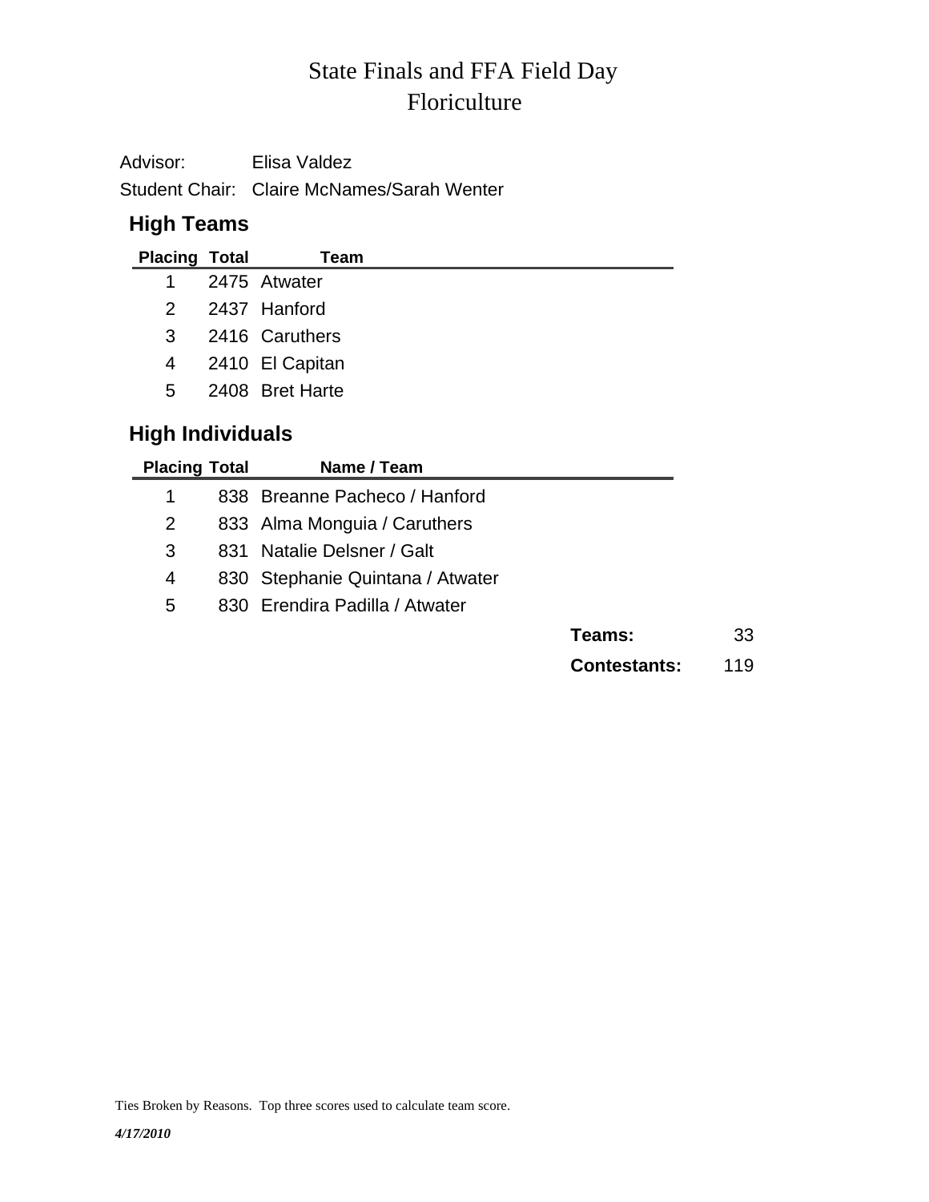# State Finals and FFA Field Day
# Floriculture

Advisor: Elisa Valdez

Student Chair: Claire McNames/Sarah Wenter

## High Teams

| Placing | Total | Team |
|---|---|---|
| 1 | 2475 | Atwater |
| 2 | 2437 | Hanford |
| 3 | 2416 | Caruthers |
| 4 | 2410 | El Capitan |
| 5 | 2408 | Bret Harte |

## High Individuals

| Placing | Total | Name / Team |
|---|---|---|
| 1 | 838 | Breanne Pacheco / Hanford |
| 2 | 833 | Alma Monguia / Caruthers |
| 3 | 831 | Natalie Delsner / Galt |
| 4 | 830 | Stephanie Quintana / Atwater |
| 5 | 830 | Erendira Padilla / Atwater |

**Teams:** 33

**Contestants:** 119

Ties Broken by Reasons. Top three scores used to calculate team score.

*4/17/2010*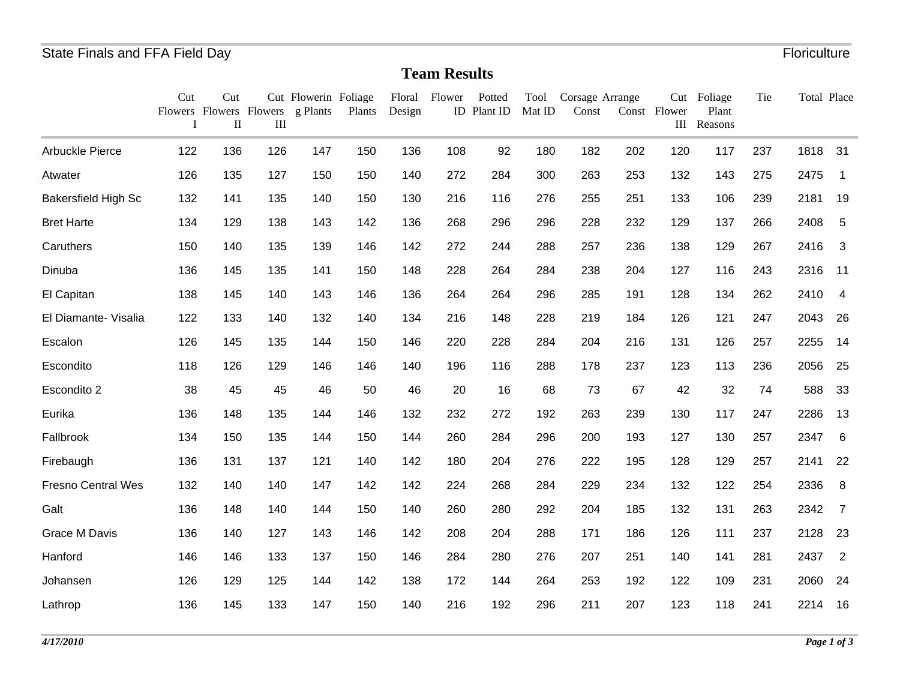State Finals and FFA Field Day

Floriculture

# Team Results

| | Cut Flowers I | Cut Flowers II | Cut Flowers III | Flowering Plants | Foliage Plants | Floral Design | Flower ID | Potted Plant ID | Tool Mat ID | Corsage Const | Arrange Const | Cut Flower III | Foliage Plant Reasons | Tie | Total | Place |
|---|---|---|---|---|---|---|---|---|---|---|---|---|---|---|---|---|
| Arbuckle Pierce | 122 | 136 | 126 | 147 | 150 | 136 | 108 | 92 | 180 | 182 | 202 | 120 | 117 | 237 | 1818 | 31 |
| Atwater | 126 | 135 | 127 | 150 | 150 | 140 | 272 | 284 | 300 | 263 | 253 | 132 | 143 | 275 | 2475 | 1 |
| Bakersfield High Sc | 132 | 141 | 135 | 140 | 150 | 130 | 216 | 116 | 276 | 255 | 251 | 133 | 106 | 239 | 2181 | 19 |
| Bret Harte | 134 | 129 | 138 | 143 | 142 | 136 | 268 | 296 | 296 | 228 | 232 | 129 | 137 | 266 | 2408 | 5 |
| Caruthers | 150 | 140 | 135 | 139 | 146 | 142 | 272 | 244 | 288 | 257 | 236 | 138 | 129 | 267 | 2416 | 3 |
| Dinuba | 136 | 145 | 135 | 141 | 150 | 148 | 228 | 264 | 284 | 238 | 204 | 127 | 116 | 243 | 2316 | 11 |
| El Capitan | 138 | 145 | 140 | 143 | 146 | 136 | 264 | 264 | 296 | 285 | 191 | 128 | 134 | 262 | 2410 | 4 |
| El Diamante- Visalia | 122 | 133 | 140 | 132 | 140 | 134 | 216 | 148 | 228 | 219 | 184 | 126 | 121 | 247 | 2043 | 26 |
| Escalon | 126 | 145 | 135 | 144 | 150 | 146 | 220 | 228 | 284 | 204 | 216 | 131 | 126 | 257 | 2255 | 14 |
| Escondito | 118 | 126 | 129 | 146 | 146 | 140 | 196 | 116 | 288 | 178 | 237 | 123 | 113 | 236 | 2056 | 25 |
| Escondito 2 | 38 | 45 | 45 | 46 | 50 | 46 | 20 | 16 | 68 | 73 | 67 | 42 | 32 | 74 | 588 | 33 |
| Eurika | 136 | 148 | 135 | 144 | 146 | 132 | 232 | 272 | 192 | 263 | 239 | 130 | 117 | 247 | 2286 | 13 |
| Fallbrook | 134 | 150 | 135 | 144 | 150 | 144 | 260 | 284 | 296 | 200 | 193 | 127 | 130 | 257 | 2347 | 6 |
| Firebaugh | 136 | 131 | 137 | 121 | 140 | 142 | 180 | 204 | 276 | 222 | 195 | 128 | 129 | 257 | 2141 | 22 |
| Fresno Central Wes | 132 | 140 | 140 | 147 | 142 | 142 | 224 | 268 | 284 | 229 | 234 | 132 | 122 | 254 | 2336 | 8 |
| Galt | 136 | 148 | 140 | 144 | 150 | 140 | 260 | 280 | 292 | 204 | 185 | 132 | 131 | 263 | 2342 | 7 |
| Grace M Davis | 136 | 140 | 127 | 143 | 146 | 142 | 208 | 204 | 288 | 171 | 186 | 126 | 111 | 237 | 2128 | 23 |
| Hanford | 146 | 146 | 133 | 137 | 150 | 146 | 284 | 280 | 276 | 207 | 251 | 140 | 141 | 281 | 2437 | 2 |
| Johansen | 126 | 129 | 125 | 144 | 142 | 138 | 172 | 144 | 264 | 253 | 192 | 122 | 109 | 231 | 2060 | 24 |
| Lathrop | 136 | 145 | 133 | 147 | 150 | 140 | 216 | 192 | 296 | 211 | 207 | 123 | 118 | 241 | 2214 | 16 |

*4/17/2010*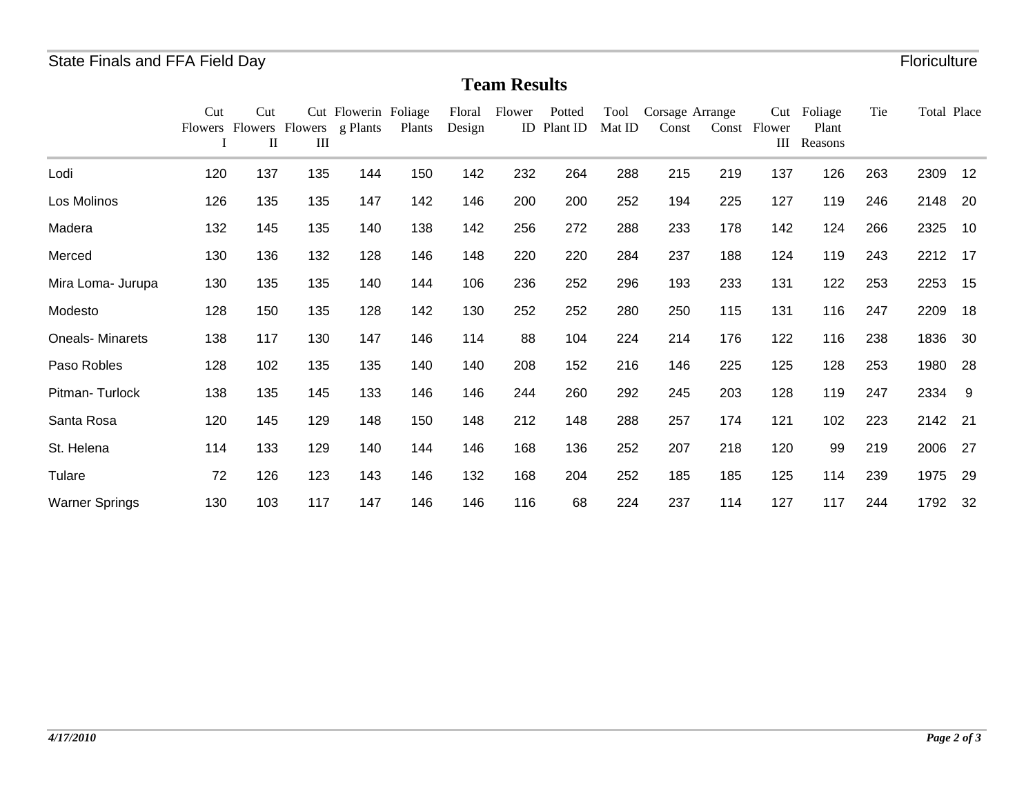## Team Results

| | Cut Flowers I | Cut Flowers II | Cut Flowers III | Flowering Plants | Foliage Plants | Floral Design | Flower ID | Potted Plant ID | Tool Mat ID | Corsage Const | Arrange Const | Cut Flower III | Foliage Plant Reasons | Tie | Total | Place |
|---|---|---|---|---|---|---|---|---|---|---|---|---|---|---|---|---|
| Lodi | 120 | 137 | 135 | 144 | 150 | 142 | 232 | 264 | 288 | 215 | 219 | 137 | 126 | 263 | 2309 | 12 |
| Los Molinos | 126 | 135 | 135 | 147 | 142 | 146 | 200 | 200 | 252 | 194 | 225 | 127 | 119 | 246 | 2148 | 20 |
| Madera | 132 | 145 | 135 | 140 | 138 | 142 | 256 | 272 | 288 | 233 | 178 | 142 | 124 | 266 | 2325 | 10 |
| Merced | 130 | 136 | 132 | 128 | 146 | 148 | 220 | 220 | 284 | 237 | 188 | 124 | 119 | 243 | 2212 | 17 |
| Mira Loma- Jurupa | 130 | 135 | 135 | 140 | 144 | 106 | 236 | 252 | 296 | 193 | 233 | 131 | 122 | 253 | 2253 | 15 |
| Modesto | 128 | 150 | 135 | 128 | 142 | 130 | 252 | 252 | 280 | 250 | 115 | 131 | 116 | 247 | 2209 | 18 |
| Oneals- Minarets | 138 | 117 | 130 | 147 | 146 | 114 | 88 | 104 | 224 | 214 | 176 | 122 | 116 | 238 | 1836 | 30 |
| Paso Robles | 128 | 102 | 135 | 135 | 140 | 140 | 208 | 152 | 216 | 146 | 225 | 125 | 128 | 253 | 1980 | 28 |
| Pitman- Turlock | 138 | 135 | 145 | 133 | 146 | 146 | 244 | 260 | 292 | 245 | 203 | 128 | 119 | 247 | 2334 | 9 |
| Santa Rosa | 120 | 145 | 129 | 148 | 150 | 148 | 212 | 148 | 288 | 257 | 174 | 121 | 102 | 223 | 2142 | 21 |
| St. Helena | 114 | 133 | 129 | 140 | 144 | 146 | 168 | 136 | 252 | 207 | 218 | 120 | 99 | 219 | 2006 | 27 |
| Tulare | 72 | 126 | 123 | 143 | 146 | 132 | 168 | 204 | 252 | 185 | 185 | 125 | 114 | 239 | 1975 | 29 |
| Warner Springs | 130 | 103 | 117 | 147 | 146 | 146 | 116 | 68 | 224 | 237 | 114 | 127 | 117 | 244 | 1792 | 32 |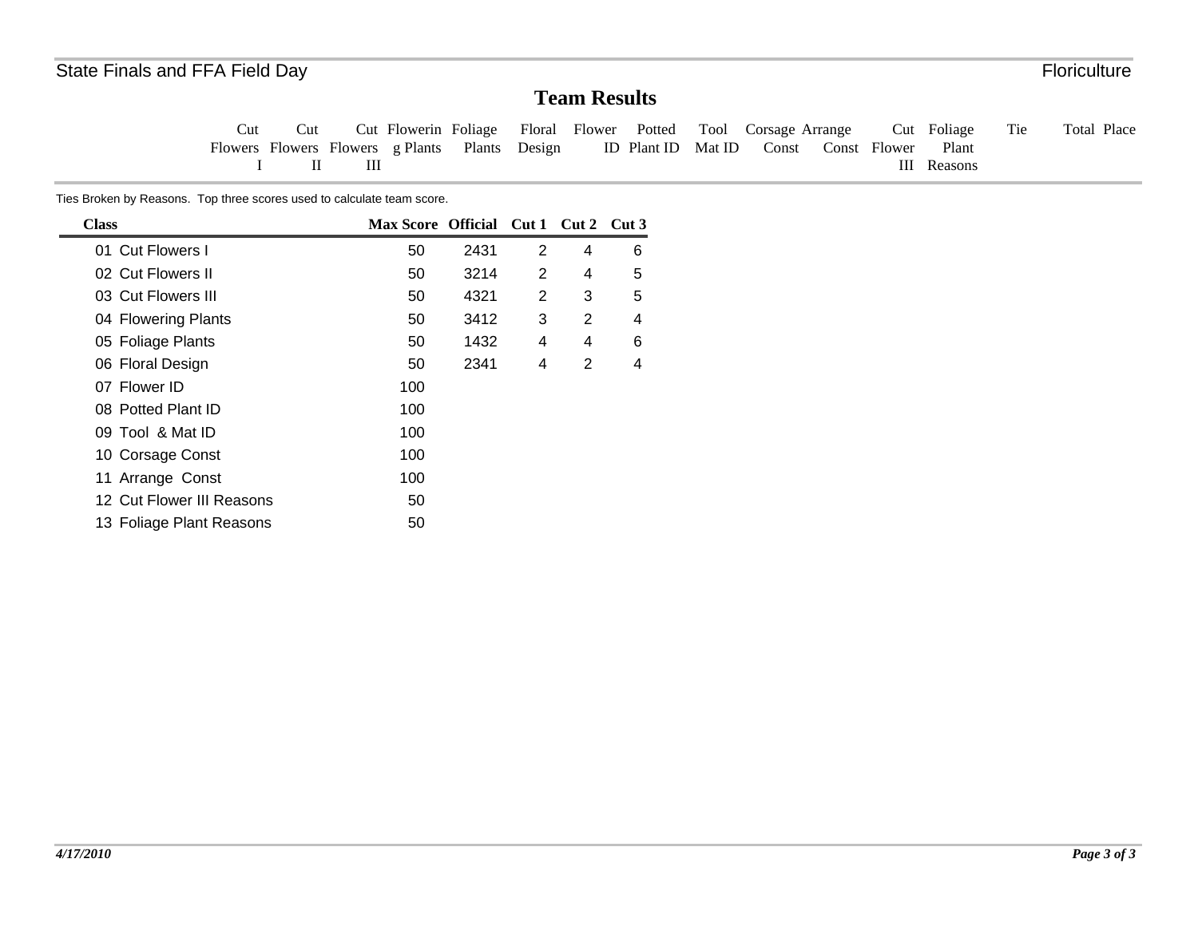State Finals and FFA Field Day

Floriculture

# Team Results

| Cut Flowers I | Cut Flowers II | Cut Flowers III | Flowering Plants | Foliage Plants | Floral Design | Flower ID | Potted Plant ID | Tool Mat ID | Corsage Const | Arrange Const | Cut Flower III | Foliage Plant Reasons | Tie | Total | Place |
|---|---|---|---|---|---|---|---|---|---|---|---|---|---|---|---|

Ties Broken by Reasons. Top three scores used to calculate team score.

| Class | Max Score | Official | Cut 1 | Cut 2 | Cut 3 |
|---|---|---|---|---|---|
| 01 Cut Flowers I | 50 | 2431 | 2 | 4 | 6 |
| 02 Cut Flowers II | 50 | 3214 | 2 | 4 | 5 |
| 03 Cut Flowers III | 50 | 4321 | 2 | 3 | 5 |
| 04 Flowering Plants | 50 | 3412 | 3 | 2 | 4 |
| 05 Foliage Plants | 50 | 1432 | 4 | 4 | 6 |
| 06 Floral Design | 50 | 2341 | 4 | 2 | 4 |
| 07 Flower ID | 100 | | | | |
| 08 Potted Plant ID | 100 | | | | |
| 09 Tool & Mat ID | 100 | | | | |
| 10 Corsage Const | 100 | | | | |
| 11 Arrange Const | 100 | | | | |
| 12 Cut Flower III Reasons | 50 | | | | |
| 13 Foliage Plant Reasons | 50 | | | | |

*4/17/2010*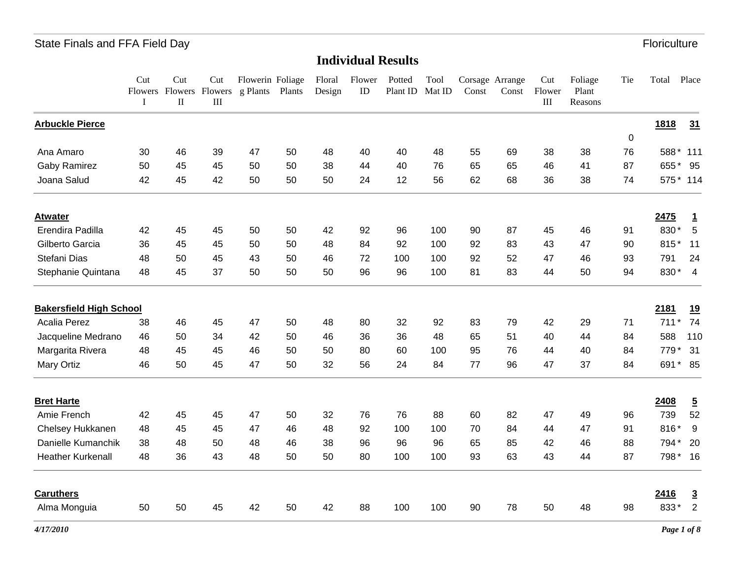State Finals and FFA Field Day — Floriculture

## Individual Results

| | Cut Flowers I | Cut Flowers II | Cut Flowers III | Flowering Plants | Foliage Plants | Floral Design | Flower ID | Potted Plant ID | Tool Mat ID | Corsage Const | Arrange Const | Cut Flower III | Foliage Plant Reasons | Tie | Total | Place |
|---|---|---|---|---|---|---|---|---|---|---|---|---|---|---|---|---|
| **Arbuckle Pierce** | | | | | | | | | | | | | | | **1818** | **31** |
| | | | | | | | | | | | | | | 0 | | |
| Ana Amaro | 30 | 46 | 39 | 47 | 50 | 48 | 40 | 40 | 48 | 55 | 69 | 38 | 38 | 76 | 588 * | 111 |
| Gaby Ramirez | 50 | 45 | 45 | 50 | 50 | 38 | 44 | 40 | 76 | 65 | 65 | 46 | 41 | 87 | 655 * | 95 |
| Joana Salud | 42 | 45 | 42 | 50 | 50 | 50 | 24 | 12 | 56 | 62 | 68 | 36 | 38 | 74 | 575 * | 114 |
| **Atwater** | | | | | | | | | | | | | | | **2475** | **1** |
| Erendira Padilla | 42 | 45 | 45 | 50 | 50 | 42 | 92 | 96 | 100 | 90 | 87 | 45 | 46 | 91 | 830 * | 5 |
| Gilberto Garcia | 36 | 45 | 45 | 50 | 50 | 48 | 84 | 92 | 100 | 92 | 83 | 43 | 47 | 90 | 815 * | 11 |
| Stefani Dias | 48 | 50 | 45 | 43 | 50 | 46 | 72 | 100 | 100 | 92 | 52 | 47 | 46 | 93 | 791 | 24 |
| Stephanie Quintana | 48 | 45 | 37 | 50 | 50 | 50 | 96 | 96 | 100 | 81 | 83 | 44 | 50 | 94 | 830 * | 4 |
| **Bakersfield High School** | | | | | | | | | | | | | | | **2181** | **19** |
| Acalia Perez | 38 | 46 | 45 | 47 | 50 | 48 | 80 | 32 | 92 | 83 | 79 | 42 | 29 | 71 | 711 * | 74 |
| Jacqueline Medrano | 46 | 50 | 34 | 42 | 50 | 46 | 36 | 36 | 48 | 65 | 51 | 40 | 44 | 84 | 588 | 110 |
| Margarita Rivera | 48 | 45 | 45 | 46 | 50 | 50 | 80 | 60 | 100 | 95 | 76 | 44 | 40 | 84 | 779 * | 31 |
| Mary Ortiz | 46 | 50 | 45 | 47 | 50 | 32 | 56 | 24 | 84 | 77 | 96 | 47 | 37 | 84 | 691 * | 85 |
| **Bret Harte** | | | | | | | | | | | | | | | **2408** | **5** |
| Amie French | 42 | 45 | 45 | 47 | 50 | 32 | 76 | 76 | 88 | 60 | 82 | 47 | 49 | 96 | 739 | 52 |
| Chelsey Hukkanen | 48 | 45 | 45 | 47 | 46 | 48 | 92 | 100 | 100 | 70 | 84 | 44 | 47 | 91 | 816 * | 9 |
| Danielle Kumanchik | 38 | 48 | 50 | 48 | 46 | 38 | 96 | 96 | 96 | 65 | 85 | 42 | 46 | 88 | 794 * | 20 |
| Heather Kurkenall | 48 | 36 | 43 | 48 | 50 | 50 | 80 | 100 | 100 | 93 | 63 | 43 | 44 | 87 | 798 * | 16 |
| **Caruthers** | | | | | | | | | | | | | | | **2416** | **3** |
| Alma Monguia | 50 | 50 | 45 | 42 | 50 | 42 | 88 | 100 | 100 | 90 | 78 | 50 | 48 | 98 | 833 * | 2 |

*4/17/2010*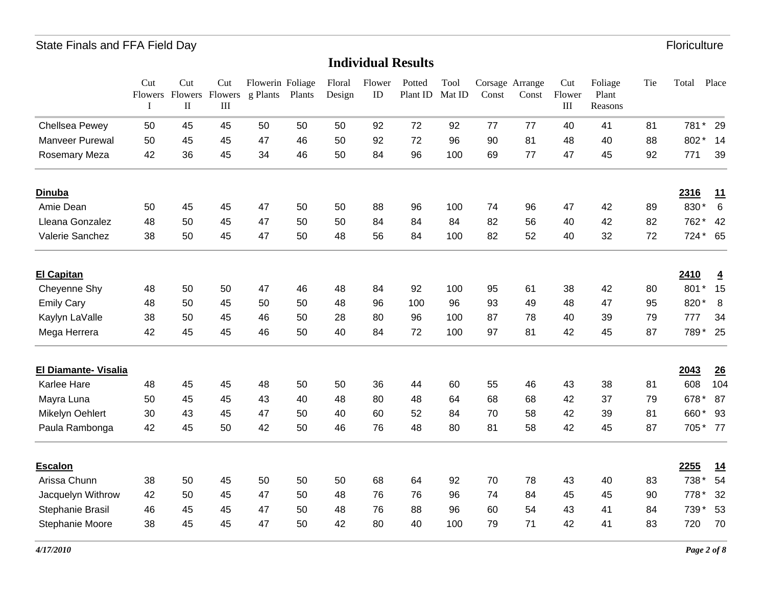## Individual Results

| | Cut Flowers I | Cut Flowers II | Cut Flowers III | Flowering Plants | Foliage Plants | Floral Design | Flower ID | Potted Plant ID | Tool Mat ID | Corsage Const | Arrange Const | Cut Flower III | Foliage Plant Reasons | Tie | Total | Place |
|---|---|---|---|---|---|---|---|---|---|---|---|---|---|---|---|---|
| Chellsea Pewey | 50 | 45 | 45 | 50 | 50 | 50 | 92 | 72 | 92 | 77 | 77 | 40 | 41 | 81 | 781 * | 29 |
| Manveer Purewal | 50 | 45 | 45 | 47 | 46 | 50 | 92 | 72 | 96 | 90 | 81 | 48 | 40 | 88 | 802 * | 14 |
| Rosemary Meza | 42 | 36 | 45 | 34 | 46 | 50 | 84 | 96 | 100 | 69 | 77 | 47 | 45 | 92 | 771 | 39 |
| **Dinuba** | | | | | | | | | | | | | | | **2316** | **11** |
| Amie Dean | 50 | 45 | 45 | 47 | 50 | 50 | 88 | 96 | 100 | 74 | 96 | 47 | 42 | 89 | 830 * | 6 |
| Lleana Gonzalez | 48 | 50 | 45 | 47 | 50 | 50 | 84 | 84 | 84 | 82 | 56 | 40 | 42 | 82 | 762 * | 42 |
| Valerie Sanchez | 38 | 50 | 45 | 47 | 50 | 48 | 56 | 84 | 100 | 82 | 52 | 40 | 32 | 72 | 724 * | 65 |
| **El Capitan** | | | | | | | | | | | | | | | **2410** | **4** |
| Cheyenne Shy | 48 | 50 | 50 | 47 | 46 | 48 | 84 | 92 | 100 | 95 | 61 | 38 | 42 | 80 | 801 * | 15 |
| Emily Cary | 48 | 50 | 45 | 50 | 50 | 48 | 96 | 100 | 96 | 93 | 49 | 48 | 47 | 95 | 820 * | 8 |
| Kaylyn LaValle | 38 | 50 | 45 | 46 | 50 | 28 | 80 | 96 | 100 | 87 | 78 | 40 | 39 | 79 | 777 | 34 |
| Mega Herrera | 42 | 45 | 45 | 46 | 50 | 40 | 84 | 72 | 100 | 97 | 81 | 42 | 45 | 87 | 789 * | 25 |
| **El Diamante- Visalia** | | | | | | | | | | | | | | | **2043** | **26** |
| Karlee Hare | 48 | 45 | 45 | 48 | 50 | 50 | 36 | 44 | 60 | 55 | 46 | 43 | 38 | 81 | 608 | 104 |
| Mayra Luna | 50 | 45 | 45 | 43 | 40 | 48 | 80 | 48 | 64 | 68 | 68 | 42 | 37 | 79 | 678 * | 87 |
| Mikelyn Oehlert | 30 | 43 | 45 | 47 | 50 | 40 | 60 | 52 | 84 | 70 | 58 | 42 | 39 | 81 | 660 * | 93 |
| Paula Rambonga | 42 | 45 | 50 | 42 | 50 | 46 | 76 | 48 | 80 | 81 | 58 | 42 | 45 | 87 | 705 * | 77 |
| **Escalon** | | | | | | | | | | | | | | | **2255** | **14** |
| Arissa Chunn | 38 | 50 | 45 | 50 | 50 | 50 | 68 | 64 | 92 | 70 | 78 | 43 | 40 | 83 | 738 * | 54 |
| Jacquelyn Withrow | 42 | 50 | 45 | 47 | 50 | 48 | 76 | 76 | 96 | 74 | 84 | 45 | 45 | 90 | 778 * | 32 |
| Stephanie Brasil | 46 | 45 | 45 | 47 | 50 | 48 | 76 | 88 | 96 | 60 | 54 | 43 | 41 | 84 | 739 * | 53 |
| Stephanie Moore | 38 | 45 | 45 | 47 | 50 | 42 | 80 | 40 | 100 | 79 | 71 | 42 | 41 | 83 | 720 | 70 |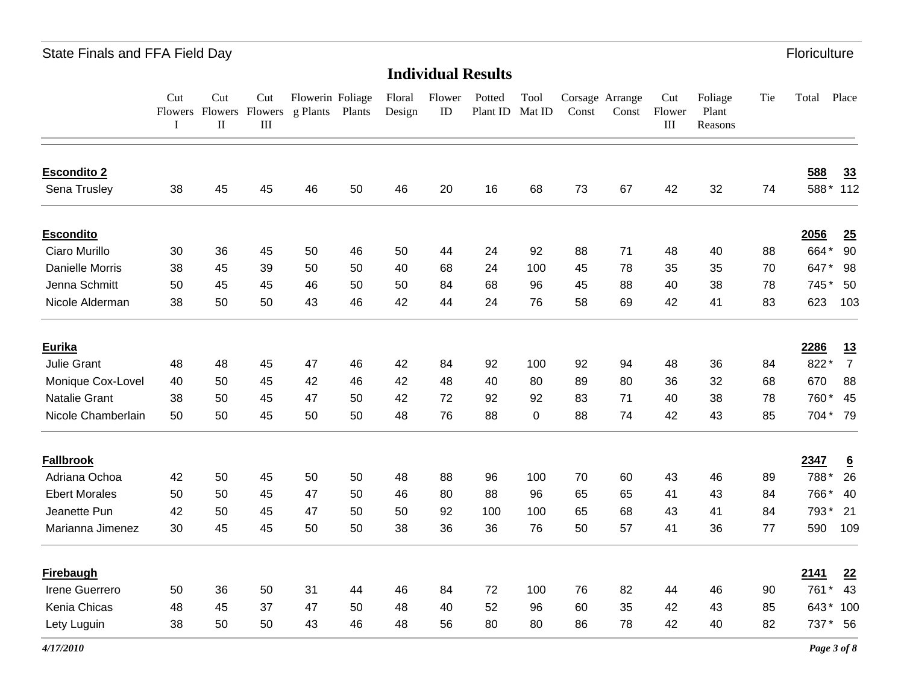## Individual Results

| | Cut Flowers I | Cut Flowers II | Cut Flowers III | Flowering Plants | Foliage Plants | Floral Design | Flower ID | Potted Plant ID | Tool Mat ID | Corsage Const | Arrange Const | Cut Flower III | Foliage Plant Reasons | Tie | Total | Place |
|---|---|---|---|---|---|---|---|---|---|---|---|---|---|---|---|---|
| **Escondito 2** | | | | | | | | | | | | | | | **588** | **33** |
| Sena Trusley | 38 | 45 | 45 | 46 | 50 | 46 | 20 | 16 | 68 | 73 | 67 | 42 | 32 | 74 | 588 * | 112 |
| **Escondito** | | | | | | | | | | | | | | | **2056** | **25** |
| Ciaro Murillo | 30 | 36 | 45 | 50 | 46 | 50 | 44 | 24 | 92 | 88 | 71 | 48 | 40 | 88 | 664 * | 90 |
| Danielle Morris | 38 | 45 | 39 | 50 | 50 | 40 | 68 | 24 | 100 | 45 | 78 | 35 | 35 | 70 | 647 * | 98 |
| Jenna Schmitt | 50 | 45 | 45 | 46 | 50 | 50 | 84 | 68 | 96 | 45 | 88 | 40 | 38 | 78 | 745 * | 50 |
| Nicole Alderman | 38 | 50 | 50 | 43 | 46 | 42 | 44 | 24 | 76 | 58 | 69 | 42 | 41 | 83 | 623 | 103 |
| **Eurika** | | | | | | | | | | | | | | | **2286** | **13** |
| Julie Grant | 48 | 48 | 45 | 47 | 46 | 42 | 84 | 92 | 100 | 92 | 94 | 48 | 36 | 84 | 822 * | 7 |
| Monique Cox-Lovel | 40 | 50 | 45 | 42 | 46 | 42 | 48 | 40 | 80 | 89 | 80 | 36 | 32 | 68 | 670 | 88 |
| Natalie Grant | 38 | 50 | 45 | 47 | 50 | 42 | 72 | 92 | 92 | 83 | 71 | 40 | 38 | 78 | 760 * | 45 |
| Nicole Chamberlain | 50 | 50 | 45 | 50 | 50 | 48 | 76 | 88 | 0 | 88 | 74 | 42 | 43 | 85 | 704 * | 79 |
| **Fallbrook** | | | | | | | | | | | | | | | **2347** | **6** |
| Adriana Ochoa | 42 | 50 | 45 | 50 | 50 | 48 | 88 | 96 | 100 | 70 | 60 | 43 | 46 | 89 | 788 * | 26 |
| Ebert Morales | 50 | 50 | 45 | 47 | 50 | 46 | 80 | 88 | 96 | 65 | 65 | 41 | 43 | 84 | 766 * | 40 |
| Jeanette Pun | 42 | 50 | 45 | 47 | 50 | 50 | 92 | 100 | 100 | 65 | 68 | 43 | 41 | 84 | 793 * | 21 |
| Marianna Jimenez | 30 | 45 | 45 | 50 | 50 | 38 | 36 | 36 | 76 | 50 | 57 | 41 | 36 | 77 | 590 | 109 |
| **Firebaugh** | | | | | | | | | | | | | | | **2141** | **22** |
| Irene Guerrero | 50 | 36 | 50 | 31 | 44 | 46 | 84 | 72 | 100 | 76 | 82 | 44 | 46 | 90 | 761 * | 43 |
| Kenia Chicas | 48 | 45 | 37 | 47 | 50 | 48 | 40 | 52 | 96 | 60 | 35 | 42 | 43 | 85 | 643 * | 100 |
| Lety Luguin | 38 | 50 | 50 | 43 | 46 | 48 | 56 | 80 | 80 | 86 | 78 | 42 | 40 | 82 | 737 * | 56 |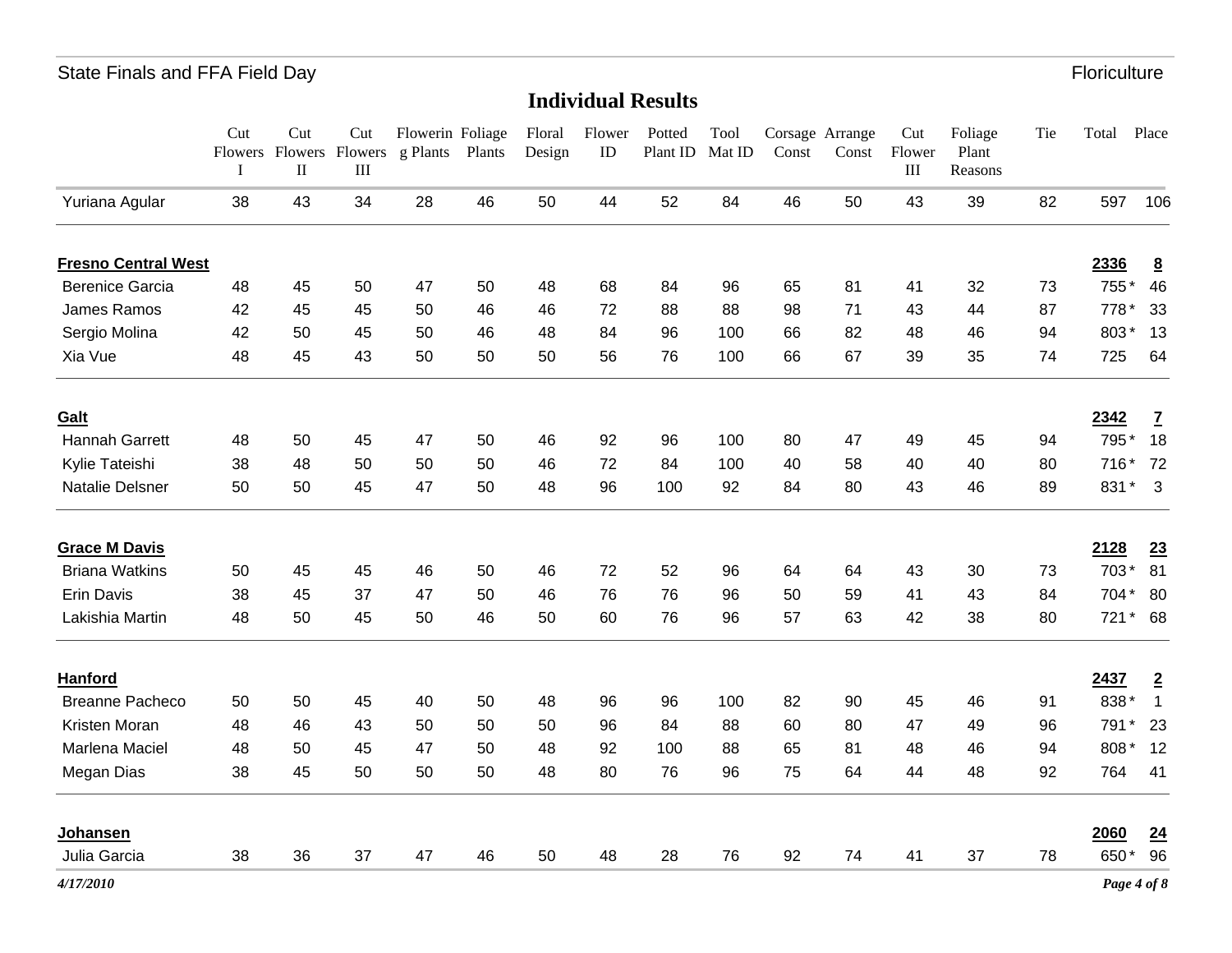## Individual Results

| | Cut Flowers I | Cut Flowers II | Cut Flowers III | Flowering Plants | Foliage Plants | Floral Design | Flower ID | Potted Plant ID | Tool Mat ID | Corsage Const | Arrange Const | Cut Flower III | Foliage Plant Reasons | Tie | Total | Place |
|---|---|---|---|---|---|---|---|---|---|---|---|---|---|---|---|---|
| Yuriana Agular | 38 | 43 | 34 | 28 | 46 | 50 | 44 | 52 | 84 | 46 | 50 | 43 | 39 | 82 | 597 | 106 |
| **Fresno Central West** | | | | | | | | | | | | | | | **2336** | **8** |
| Berenice Garcia | 48 | 45 | 50 | 47 | 50 | 48 | 68 | 84 | 96 | 65 | 81 | 41 | 32 | 73 | 755 * | 46 |
| James Ramos | 42 | 45 | 45 | 50 | 46 | 46 | 72 | 88 | 88 | 98 | 71 | 43 | 44 | 87 | 778 * | 33 |
| Sergio Molina | 42 | 50 | 45 | 50 | 46 | 48 | 84 | 96 | 100 | 66 | 82 | 48 | 46 | 94 | 803 * | 13 |
| Xia Vue | 48 | 45 | 43 | 50 | 50 | 50 | 56 | 76 | 100 | 66 | 67 | 39 | 35 | 74 | 725 | 64 |
| **Galt** | | | | | | | | | | | | | | | **2342** | **7** |
| Hannah Garrett | 48 | 50 | 45 | 47 | 50 | 46 | 92 | 96 | 100 | 80 | 47 | 49 | 45 | 94 | 795 * | 18 |
| Kylie Tateishi | 38 | 48 | 50 | 50 | 50 | 46 | 72 | 84 | 100 | 40 | 58 | 40 | 40 | 80 | 716 * | 72 |
| Natalie Delsner | 50 | 50 | 45 | 47 | 50 | 48 | 96 | 100 | 92 | 84 | 80 | 43 | 46 | 89 | 831 * | 3 |
| **Grace M Davis** | | | | | | | | | | | | | | | **2128** | **23** |
| Briana Watkins | 50 | 45 | 45 | 46 | 50 | 46 | 72 | 52 | 96 | 64 | 64 | 43 | 30 | 73 | 703 * | 81 |
| Erin Davis | 38 | 45 | 37 | 47 | 50 | 46 | 76 | 76 | 96 | 50 | 59 | 41 | 43 | 84 | 704 * | 80 |
| Lakishia Martin | 48 | 50 | 45 | 50 | 46 | 50 | 60 | 76 | 96 | 57 | 63 | 42 | 38 | 80 | 721 * | 68 |
| **Hanford** | | | | | | | | | | | | | | | **2437** | **2** |
| Breanne Pacheco | 50 | 50 | 45 | 40 | 50 | 48 | 96 | 96 | 100 | 82 | 90 | 45 | 46 | 91 | 838 * | 1 |
| Kristen Moran | 48 | 46 | 43 | 50 | 50 | 50 | 96 | 84 | 88 | 60 | 80 | 47 | 49 | 96 | 791 * | 23 |
| Marlena Maciel | 48 | 50 | 45 | 47 | 50 | 48 | 92 | 100 | 88 | 65 | 81 | 48 | 46 | 94 | 808 * | 12 |
| Megan Dias | 38 | 45 | 50 | 50 | 50 | 48 | 80 | 76 | 96 | 75 | 64 | 44 | 48 | 92 | 764 | 41 |
| **Johansen** | | | | | | | | | | | | | | | **2060** | **24** |
| Julia Garcia | 38 | 36 | 37 | 47 | 46 | 50 | 48 | 28 | 76 | 92 | 74 | 41 | 37 | 78 | 650 * | 96 |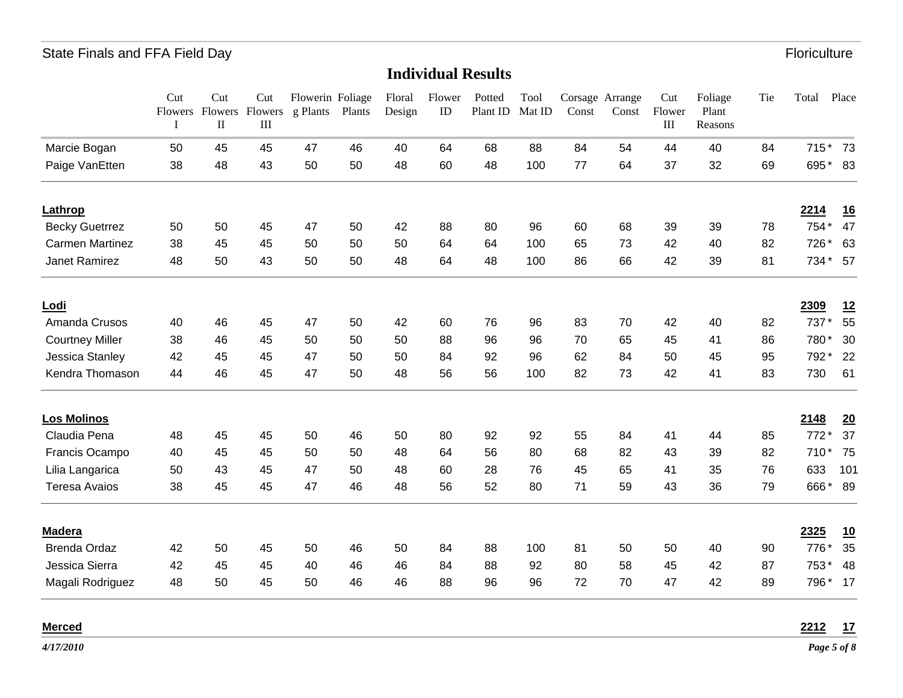## Individual Results

| | Cut Flowers I | Cut Flowers II | Cut Flowers III | Flowering Plants | Foliage Plants | Floral Design | Flower ID | Potted Plant ID | Tool Mat ID | Corsage Const | Arrange Const | Cut Flower III | Foliage Plant Reasons | Tie | Total | Place |
|---|---|---|---|---|---|---|---|---|---|---|---|---|---|---|---|---|
| Marcie Bogan | 50 | 45 | 45 | 47 | 46 | 40 | 64 | 68 | 88 | 84 | 54 | 44 | 40 | 84 | 715 * | 73 |
| Paige VanEtten | 38 | 48 | 43 | 50 | 50 | 48 | 60 | 48 | 100 | 77 | 64 | 37 | 32 | 69 | 695 * | 83 |
| **Lathrop** | | | | | | | | | | | | | | | **2214** | **16** |
| Becky Guetrrez | 50 | 50 | 45 | 47 | 50 | 42 | 88 | 80 | 96 | 60 | 68 | 39 | 39 | 78 | 754 * | 47 |
| Carmen Martinez | 38 | 45 | 45 | 50 | 50 | 50 | 64 | 64 | 100 | 65 | 73 | 42 | 40 | 82 | 726 * | 63 |
| Janet Ramirez | 48 | 50 | 43 | 50 | 50 | 48 | 64 | 48 | 100 | 86 | 66 | 42 | 39 | 81 | 734 * | 57 |
| **Lodi** | | | | | | | | | | | | | | | **2309** | **12** |
| Amanda Crusos | 40 | 46 | 45 | 47 | 50 | 42 | 60 | 76 | 96 | 83 | 70 | 42 | 40 | 82 | 737 * | 55 |
| Courtney Miller | 38 | 46 | 45 | 50 | 50 | 50 | 88 | 96 | 96 | 70 | 65 | 45 | 41 | 86 | 780 * | 30 |
| Jessica Stanley | 42 | 45 | 45 | 47 | 50 | 50 | 84 | 92 | 96 | 62 | 84 | 50 | 45 | 95 | 792 * | 22 |
| Kendra Thomason | 44 | 46 | 45 | 47 | 50 | 48 | 56 | 56 | 100 | 82 | 73 | 42 | 41 | 83 | 730 | 61 |
| **Los Molinos** | | | | | | | | | | | | | | | **2148** | **20** |
| Claudia Pena | 48 | 45 | 45 | 50 | 46 | 50 | 80 | 92 | 92 | 55 | 84 | 41 | 44 | 85 | 772 * | 37 |
| Francis Ocampo | 40 | 45 | 45 | 50 | 50 | 48 | 64 | 56 | 80 | 68 | 82 | 43 | 39 | 82 | 710 * | 75 |
| Lilia Langarica | 50 | 43 | 45 | 47 | 50 | 48 | 60 | 28 | 76 | 45 | 65 | 41 | 35 | 76 | 633 | 101 |
| Teresa Avaios | 38 | 45 | 45 | 47 | 46 | 48 | 56 | 52 | 80 | 71 | 59 | 43 | 36 | 79 | 666 * | 89 |
| **Madera** | | | | | | | | | | | | | | | **2325** | **10** |
| Brenda Ordaz | 42 | 50 | 45 | 50 | 46 | 50 | 84 | 88 | 100 | 81 | 50 | 50 | 40 | 90 | 776 * | 35 |
| Jessica Sierra | 42 | 45 | 45 | 40 | 46 | 46 | 84 | 88 | 92 | 80 | 58 | 45 | 42 | 87 | 753 * | 48 |
| Magali Rodriguez | 48 | 50 | 45 | 50 | 46 | 46 | 88 | 96 | 96 | 72 | 70 | 47 | 42 | 89 | 796 * | 17 |
| **Merced** | | | | | | | | | | | | | | | **2212** | **17** |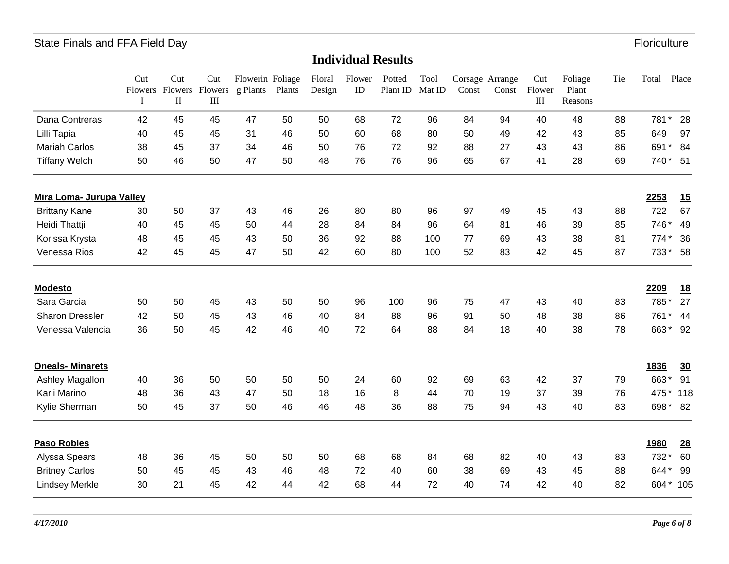## Individual Results

| | Cut Flowers I | Cut Flowers II | Cut Flowers III | Flowering Plants | Foliage Plants | Floral Design | Flower ID | Potted Plant ID | Tool Mat ID | Corsage Const | Arrange Const | Cut Flower III | Foliage Plant Reasons | Tie | Total | Place |
|---|---|---|---|---|---|---|---|---|---|---|---|---|---|---|---|---|
| Dana Contreras | 42 | 45 | 45 | 47 | 50 | 50 | 68 | 72 | 96 | 84 | 94 | 40 | 48 | 88 | 781 * | 28 |
| Lilli Tapia | 40 | 45 | 45 | 31 | 46 | 50 | 60 | 68 | 80 | 50 | 49 | 42 | 43 | 85 | 649 | 97 |
| Mariah Carlos | 38 | 45 | 37 | 34 | 46 | 50 | 76 | 72 | 92 | 88 | 27 | 43 | 43 | 86 | 691 * | 84 |
| Tiffany Welch | 50 | 46 | 50 | 47 | 50 | 48 | 76 | 76 | 96 | 65 | 67 | 41 | 28 | 69 | 740 * | 51 |
| **Mira Loma- Jurupa Valley** | | | | | | | | | | | | | | | **2253** | **15** |
| Brittany Kane | 30 | 50 | 37 | 43 | 46 | 26 | 80 | 80 | 96 | 97 | 49 | 45 | 43 | 88 | 722 | 67 |
| Heidi Thattji | 40 | 45 | 45 | 50 | 44 | 28 | 84 | 84 | 96 | 64 | 81 | 46 | 39 | 85 | 746 * | 49 |
| Korissa Krysta | 48 | 45 | 45 | 43 | 50 | 36 | 92 | 88 | 100 | 77 | 69 | 43 | 38 | 81 | 774 * | 36 |
| Venessa Rios | 42 | 45 | 45 | 47 | 50 | 42 | 60 | 80 | 100 | 52 | 83 | 42 | 45 | 87 | 733 * | 58 |
| **Modesto** | | | | | | | | | | | | | | | **2209** | **18** |
| Sara Garcia | 50 | 50 | 45 | 43 | 50 | 50 | 96 | 100 | 96 | 75 | 47 | 43 | 40 | 83 | 785 * | 27 |
| Sharon Dressler | 42 | 50 | 45 | 43 | 46 | 40 | 84 | 88 | 96 | 91 | 50 | 48 | 38 | 86 | 761 * | 44 |
| Venessa Valencia | 36 | 50 | 45 | 42 | 46 | 40 | 72 | 64 | 88 | 84 | 18 | 40 | 38 | 78 | 663 * | 92 |
| **Oneals- Minarets** | | | | | | | | | | | | | | | **1836** | **30** |
| Ashley Magallon | 40 | 36 | 50 | 50 | 50 | 50 | 24 | 60 | 92 | 69 | 63 | 42 | 37 | 79 | 663 * | 91 |
| Karli Marino | 48 | 36 | 43 | 47 | 50 | 18 | 16 | 8 | 44 | 70 | 19 | 37 | 39 | 76 | 475 * | 118 |
| Kylie Sherman | 50 | 45 | 37 | 50 | 46 | 46 | 48 | 36 | 88 | 75 | 94 | 43 | 40 | 83 | 698 * | 82 |
| **Paso Robles** | | | | | | | | | | | | | | | **1980** | **28** |
| Alyssa Spears | 48 | 36 | 45 | 50 | 50 | 50 | 68 | 68 | 84 | 68 | 82 | 40 | 43 | 83 | 732 * | 60 |
| Britney Carlos | 50 | 45 | 45 | 43 | 46 | 48 | 72 | 40 | 60 | 38 | 69 | 43 | 45 | 88 | 644 * | 99 |
| Lindsey Merkle | 30 | 21 | 45 | 42 | 44 | 42 | 68 | 44 | 72 | 40 | 74 | 42 | 40 | 82 | 604 * | 105 |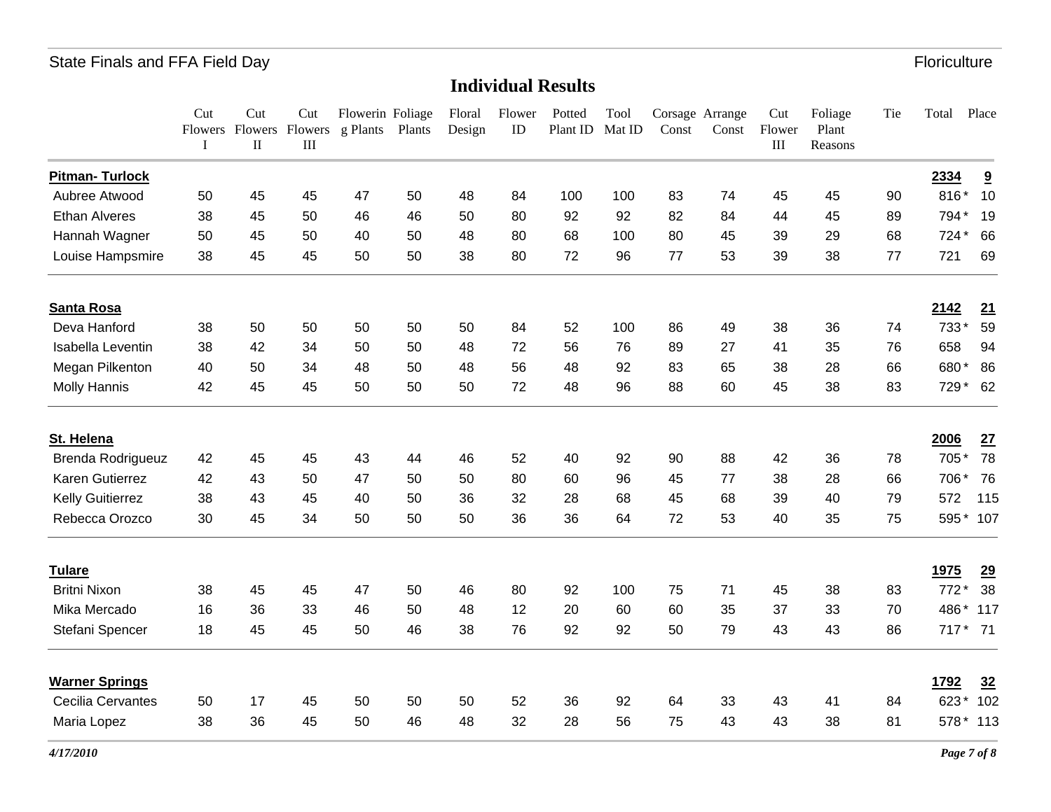## Individual Results

| | Cut Flowers I | Cut Flowers II | Cut Flowers III | Flowering Plants | Foliage Plants | Floral Design | Flower ID | Potted Plant ID | Tool Mat ID | Corsage Const | Arrange Const | Cut Flower III | Foliage Plant Reasons | Tie | Total | Place |
|---|---|---|---|---|---|---|---|---|---|---|---|---|---|---|---|---|
| **Pitman- Turlock** | | | | | | | | | | | | | | | **2334** | **9** |
| Aubree Atwood | 50 | 45 | 45 | 47 | 50 | 48 | 84 | 100 | 100 | 83 | 74 | 45 | 45 | 90 | 816 * | 10 |
| Ethan Alveres | 38 | 45 | 50 | 46 | 46 | 50 | 80 | 92 | 92 | 82 | 84 | 44 | 45 | 89 | 794 * | 19 |
| Hannah Wagner | 50 | 45 | 50 | 40 | 50 | 48 | 80 | 68 | 100 | 80 | 45 | 39 | 29 | 68 | 724 * | 66 |
| Louise Hampsmire | 38 | 45 | 45 | 50 | 50 | 38 | 80 | 72 | 96 | 77 | 53 | 39 | 38 | 77 | 721 | 69 |
| **Santa Rosa** | | | | | | | | | | | | | | | **2142** | **21** |
| Deva Hanford | 38 | 50 | 50 | 50 | 50 | 50 | 84 | 52 | 100 | 86 | 49 | 38 | 36 | 74 | 733 * | 59 |
| Isabella Leventin | 38 | 42 | 34 | 50 | 50 | 48 | 72 | 56 | 76 | 89 | 27 | 41 | 35 | 76 | 658 | 94 |
| Megan Pilkenton | 40 | 50 | 34 | 48 | 50 | 48 | 56 | 48 | 92 | 83 | 65 | 38 | 28 | 66 | 680 * | 86 |
| Molly Hannis | 42 | 45 | 45 | 50 | 50 | 50 | 72 | 48 | 96 | 88 | 60 | 45 | 38 | 83 | 729 * | 62 |
| **St. Helena** | | | | | | | | | | | | | | | **2006** | **27** |
| Brenda Rodrigueuz | 42 | 45 | 45 | 43 | 44 | 46 | 52 | 40 | 92 | 90 | 88 | 42 | 36 | 78 | 705 * | 78 |
| Karen Gutierrez | 42 | 43 | 50 | 47 | 50 | 50 | 80 | 60 | 96 | 45 | 77 | 38 | 28 | 66 | 706 * | 76 |
| Kelly Guitierrez | 38 | 43 | 45 | 40 | 50 | 36 | 32 | 28 | 68 | 45 | 68 | 39 | 40 | 79 | 572 | 115 |
| Rebecca Orozco | 30 | 45 | 34 | 50 | 50 | 50 | 36 | 36 | 64 | 72 | 53 | 40 | 35 | 75 | 595 * | 107 |
| **Tulare** | | | | | | | | | | | | | | | **1975** | **29** |
| Britni Nixon | 38 | 45 | 45 | 47 | 50 | 46 | 80 | 92 | 100 | 75 | 71 | 45 | 38 | 83 | 772 * | 38 |
| Mika Mercado | 16 | 36 | 33 | 46 | 50 | 48 | 12 | 20 | 60 | 60 | 35 | 37 | 33 | 70 | 486 * | 117 |
| Stefani Spencer | 18 | 45 | 45 | 50 | 46 | 38 | 76 | 92 | 92 | 50 | 79 | 43 | 43 | 86 | 717 * | 71 |
| **Warner Springs** | | | | | | | | | | | | | | | **1792** | **32** |
| Cecilia Cervantes | 50 | 17 | 45 | 50 | 50 | 50 | 52 | 36 | 92 | 64 | 33 | 43 | 41 | 84 | 623 * | 102 |
| Maria Lopez | 38 | 36 | 45 | 50 | 46 | 48 | 32 | 28 | 56 | 75 | 43 | 43 | 38 | 81 | 578 * | 113 |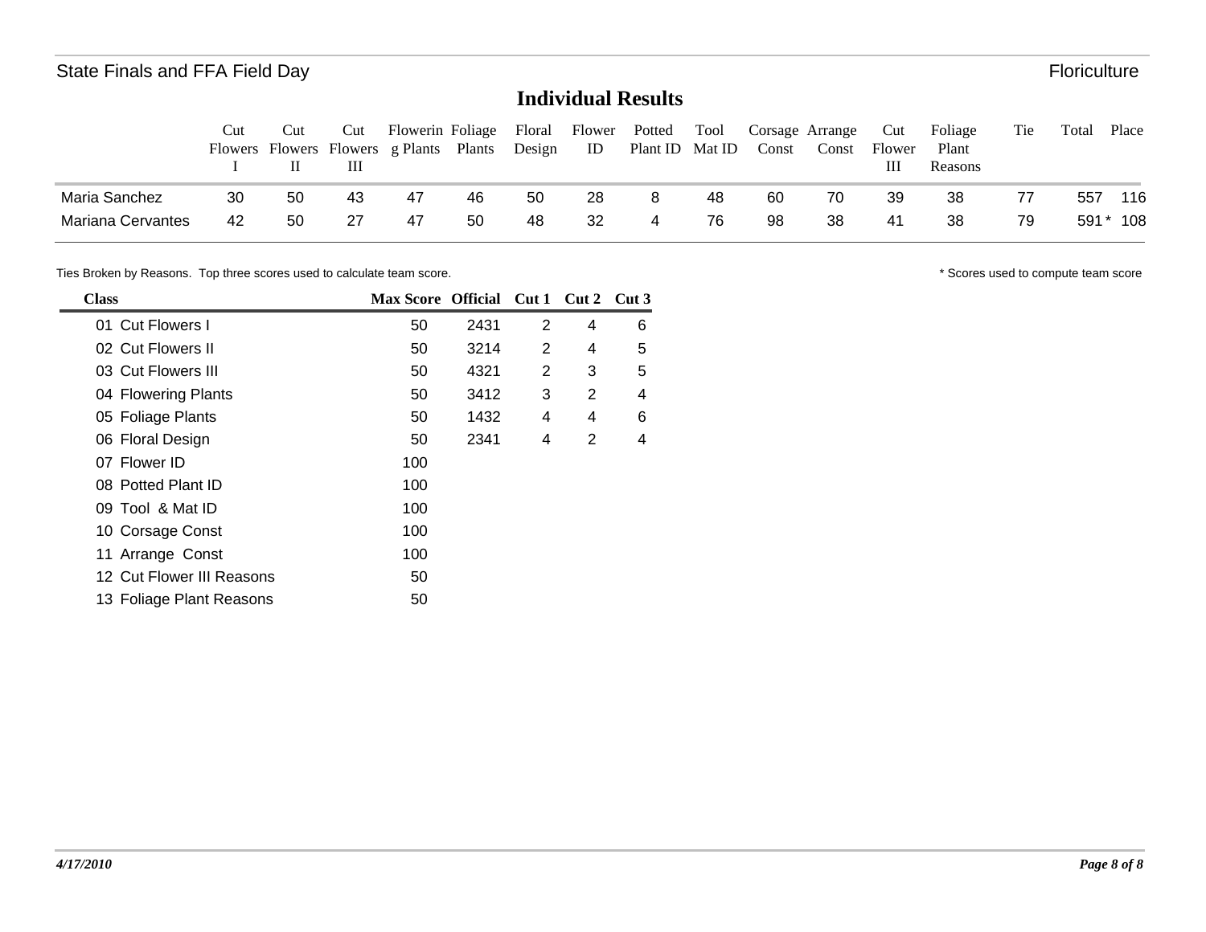State Finals and FFA Field Day

Floriculture

## Individual Results

| | Cut Flowers I | Cut Flowers II | Cut Flowers III | Flowering Plants | Foliage Plants | Floral Design | Flower ID | Potted Plant ID | Tool Mat ID | Corsage Const | Arrange Const | Cut Flower III | Foliage Plant Reasons | Tie | Total | Place |
|---|---|---|---|---|---|---|---|---|---|---|---|---|---|---|---|---|
| Maria Sanchez | 30 | 50 | 43 | 47 | 46 | 50 | 28 | 8 | 48 | 60 | 70 | 39 | 38 | 77 | 557 | 116 |
| Mariana Cervantes | 42 | 50 | 27 | 47 | 50 | 48 | 32 | 4 | 76 | 98 | 38 | 41 | 38 | 79 | 591 * | 108 |

Ties Broken by Reasons. Top three scores used to calculate team score.

\* Scores used to compute team score

| Class | Max Score | Official | Cut 1 | Cut 2 | Cut 3 |
|---|---|---|---|---|---|
| 01 Cut Flowers I | 50 | 2431 | 2 | 4 | 6 |
| 02 Cut Flowers II | 50 | 3214 | 2 | 4 | 5 |
| 03 Cut Flowers III | 50 | 4321 | 2 | 3 | 5 |
| 04 Flowering Plants | 50 | 3412 | 3 | 2 | 4 |
| 05 Foliage Plants | 50 | 1432 | 4 | 4 | 6 |
| 06 Floral Design | 50 | 2341 | 4 | 2 | 4 |
| 07 Flower ID | 100 | | | | |
| 08 Potted Plant ID | 100 | | | | |
| 09 Tool & Mat ID | 100 | | | | |
| 10 Corsage Const | 100 | | | | |
| 11 Arrange Const | 100 | | | | |
| 12 Cut Flower III Reasons | 50 | | | | |
| 13 Foliage Plant Reasons | 50 | | | | |

*4/17/2010*